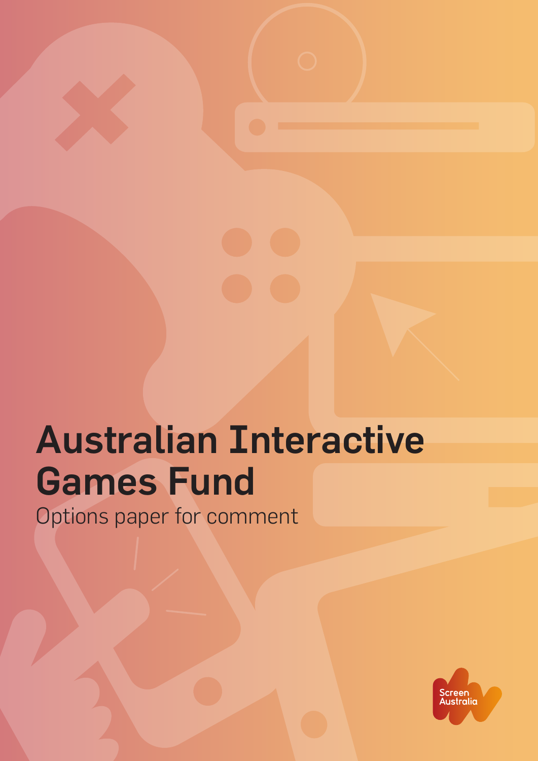# Australian Interactive Games Fund

Options paper for comment

Screen Australia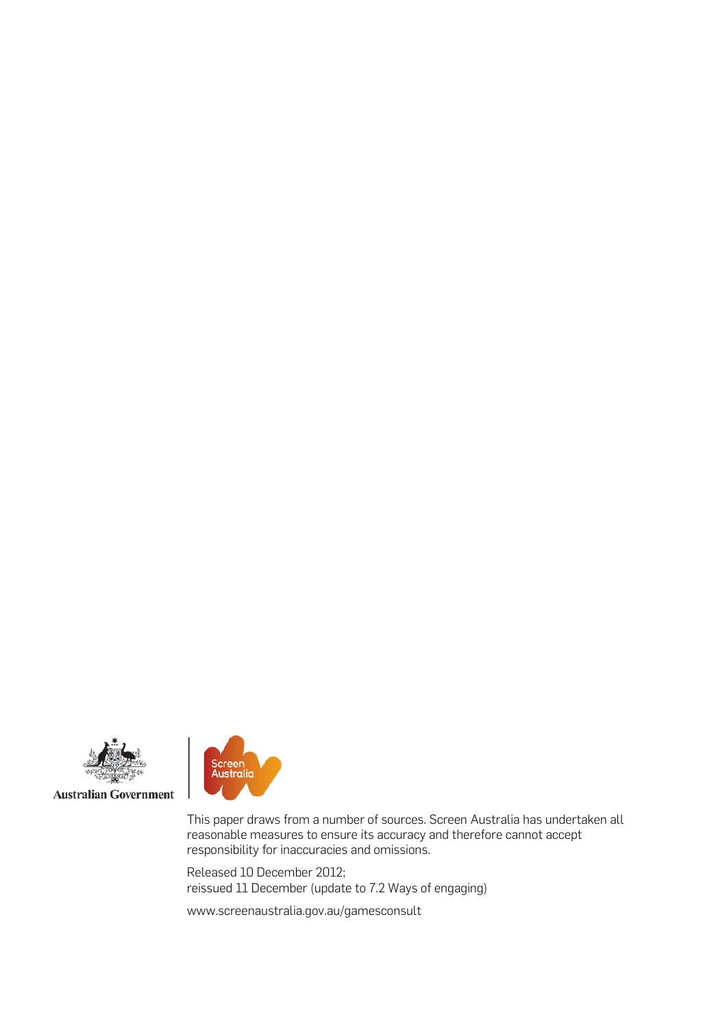Australian Government

Screen Australia

This paper draws from a number of sources. Screen Australia has undertaken all reasonable measures to ensure its accuracy and therefore cannot accept responsibility for inaccuracies and omissions.

Released 10 December 2012;
reissued 11 December (update to 7.2 Ways of engaging)

www.screenaustralia.gov.au/gamesconsult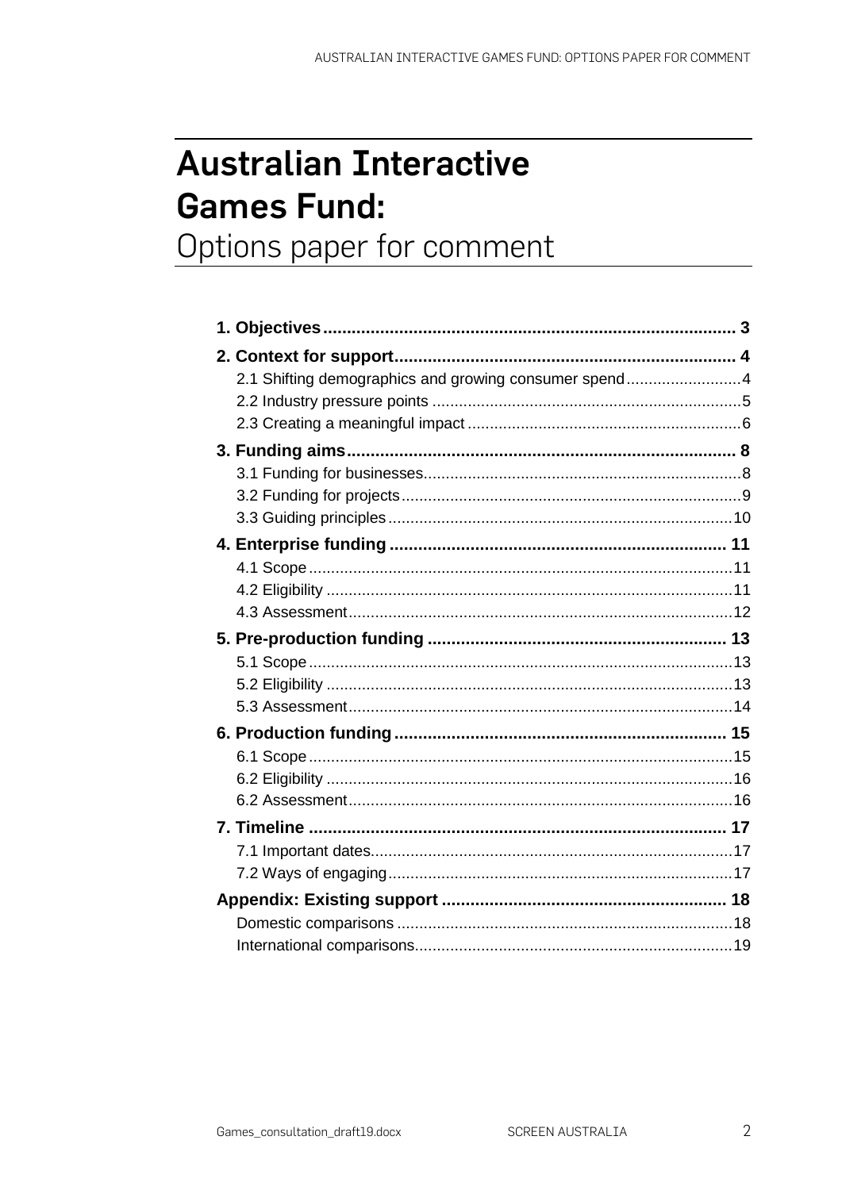# Australian Interactive Games Fund:

Options paper for comment

- **1. Objectives ... 3**
- **2. Context for support ... 4**
  - 2.1 Shifting demographics and growing consumer spend ... 4
  - 2.2 Industry pressure points ... 5
  - 2.3 Creating a meaningful impact ... 6
- **3. Funding aims ... 8**
  - 3.1 Funding for businesses ... 8
  - 3.2 Funding for projects ... 9
  - 3.3 Guiding principles ... 10
- **4. Enterprise funding ... 11**
  - 4.1 Scope ... 11
  - 4.2 Eligibility ... 11
  - 4.3 Assessment ... 12
- **5. Pre-production funding ... 13**
  - 5.1 Scope ... 13
  - 5.2 Eligibility ... 13
  - 5.3 Assessment ... 14
- **6. Production funding ... 15**
  - 6.1 Scope ... 15
  - 6.2 Eligibility ... 16
  - 6.2 Assessment ... 16
- **7. Timeline ... 17**
  - 7.1 Important dates ... 17
  - 7.2 Ways of engaging ... 17
- **Appendix: Existing support ... 18**
  - Domestic comparisons ... 18
  - International comparisons ... 19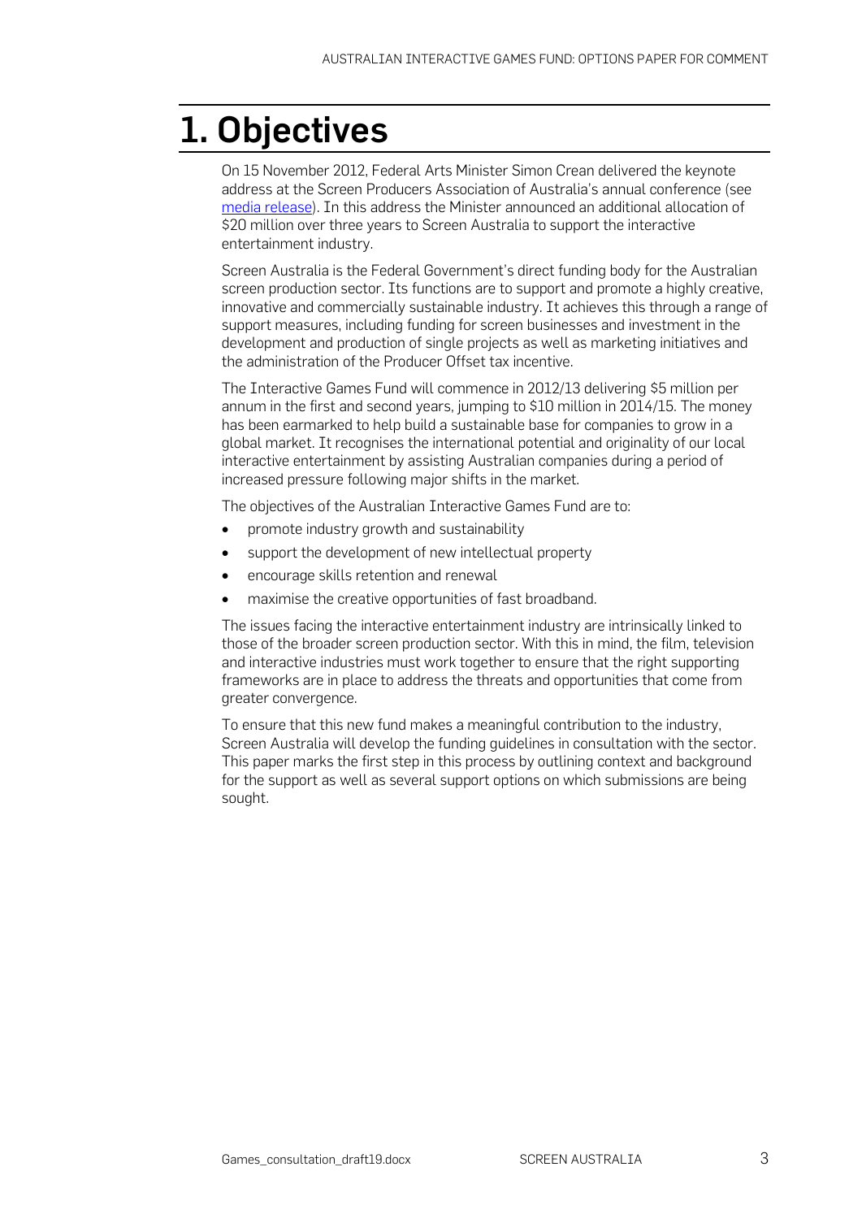# 1. Objectives

On 15 November 2012, Federal Arts Minister Simon Crean delivered the keynote address at the Screen Producers Association of Australia's annual conference (see media release). In this address the Minister announced an additional allocation of $20 million over three years to Screen Australia to support the interactive entertainment industry.

Screen Australia is the Federal Government's direct funding body for the Australian screen production sector. Its functions are to support and promote a highly creative, innovative and commercially sustainable industry. It achieves this through a range of support measures, including funding for screen businesses and investment in the development and production of single projects as well as marketing initiatives and the administration of the Producer Offset tax incentive.

The Interactive Games Fund will commence in 2012/13 delivering $5 million per annum in the first and second years, jumping to $10 million in 2014/15. The money has been earmarked to help build a sustainable base for companies to grow in a global market. It recognises the international potential and originality of our local interactive entertainment by assisting Australian companies during a period of increased pressure following major shifts in the market.

The objectives of the Australian Interactive Games Fund are to:

- promote industry growth and sustainability
- support the development of new intellectual property
- encourage skills retention and renewal
- maximise the creative opportunities of fast broadband.

The issues facing the interactive entertainment industry are intrinsically linked to those of the broader screen production sector. With this in mind, the film, television and interactive industries must work together to ensure that the right supporting frameworks are in place to address the threats and opportunities that come from greater convergence.

To ensure that this new fund makes a meaningful contribution to the industry, Screen Australia will develop the funding guidelines in consultation with the sector. This paper marks the first step in this process by outlining context and background for the support as well as several support options on which submissions are being sought.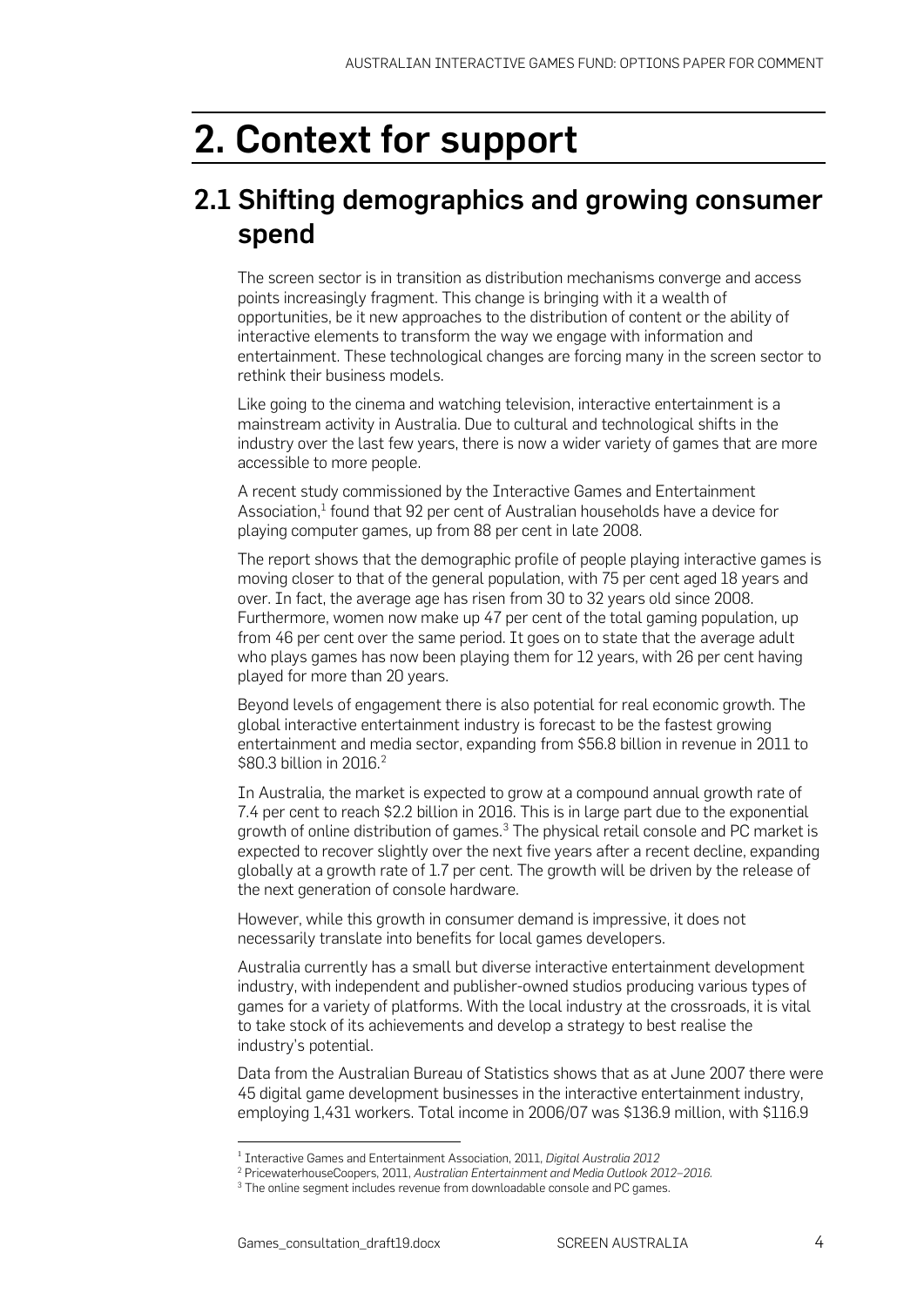# 2. Context for support

## 2.1 Shifting demographics and growing consumer spend

The screen sector is in transition as distribution mechanisms converge and access points increasingly fragment. This change is bringing with it a wealth of opportunities, be it new approaches to the distribution of content or the ability of interactive elements to transform the way we engage with information and entertainment. These technological changes are forcing many in the screen sector to rethink their business models.

Like going to the cinema and watching television, interactive entertainment is a mainstream activity in Australia. Due to cultural and technological shifts in the industry over the last few years, there is now a wider variety of games that are more accessible to more people.

A recent study commissioned by the Interactive Games and Entertainment Association,[1] found that 92 per cent of Australian households have a device for playing computer games, up from 88 per cent in late 2008.

The report shows that the demographic profile of people playing interactive games is moving closer to that of the general population, with 75 per cent aged 18 years and over. In fact, the average age has risen from 30 to 32 years old since 2008. Furthermore, women now make up 47 per cent of the total gaming population, up from 46 per cent over the same period. It goes on to state that the average adult who plays games has now been playing them for 12 years, with 26 per cent having played for more than 20 years.

Beyond levels of engagement there is also potential for real economic growth. The global interactive entertainment industry is forecast to be the fastest growing entertainment and media sector, expanding from $56.8 billion in revenue in 2011 to $80.3 billion in 2016.[2]

In Australia, the market is expected to grow at a compound annual growth rate of 7.4 per cent to reach $2.2 billion in 2016. This is in large part due to the exponential growth of online distribution of games.[3] The physical retail console and PC market is expected to recover slightly over the next five years after a recent decline, expanding globally at a growth rate of 1.7 per cent. The growth will be driven by the release of the next generation of console hardware.

However, while this growth in consumer demand is impressive, it does not necessarily translate into benefits for local games developers.

Australia currently has a small but diverse interactive entertainment development industry, with independent and publisher-owned studios producing various types of games for a variety of platforms. With the local industry at the crossroads, it is vital to take stock of its achievements and develop a strategy to best realise the industry's potential.

Data from the Australian Bureau of Statistics shows that as at June 2007 there were 45 digital game development businesses in the interactive entertainment industry, employing 1,431 workers. Total income in 2006/07 was $136.9 million, with $116.9

---

[1] Interactive Games and Entertainment Association, 2011, *Digital Australia 2012*

[2] PricewaterhouseCoopers, 2011, *Australian Entertainment and Media Outlook 2012–2016.*

[3] The online segment includes revenue from downloadable console and PC games.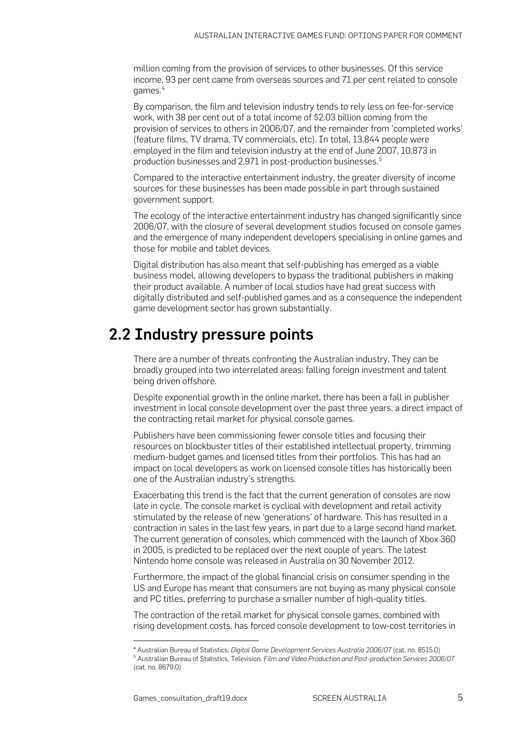million coming from the provision of services to other businesses. Of this service income, 93 per cent came from overseas sources and 71 per cent related to console games.[4]

By comparison, the film and television industry tends to rely less on fee-for-service work, with 38 per cent out of a total income of $2.03 billion coming from the provision of services to others in 2006/07, and the remainder from 'completed works' (feature films, TV drama, TV commercials, etc). In total, 13,844 people were employed in the film and television industry at the end of June 2007, 10,873 in production businesses and 2,971 in post-production businesses.[5]

Compared to the interactive entertainment industry, the greater diversity of income sources for these businesses has been made possible in part through sustained government support.

The ecology of the interactive entertainment industry has changed significantly since 2006/07, with the closure of several development studios focused on console games and the emergence of many independent developers specialising in online games and those for mobile and tablet devices.

Digital distribution has also meant that self-publishing has emerged as a viable business model, allowing developers to bypass the traditional publishers in making their product available. A number of local studios have had great success with digitally distributed and self-published games and as a consequence the independent game development sector has grown substantially.

## 2.2 Industry pressure points

There are a number of threats confronting the Australian industry. They can be broadly grouped into two interrelated areas: falling foreign investment and talent being driven offshore.

Despite exponential growth in the online market, there has been a fall in publisher investment in local console development over the past three years, a direct impact of the contracting retail market for physical console games.

Publishers have been commissioning fewer console titles and focusing their resources on blockbuster titles of their established intellectual property, trimming medium-budget games and licensed titles from their portfolios. This has had an impact on local developers as work on licensed console titles has historically been one of the Australian industry's strengths.

Exacerbating this trend is the fact that the current generation of consoles are now late in cycle. The console market is cyclical with development and retail activity stimulated by the release of new 'generations' of hardware. This has resulted in a contraction in sales in the last few years, in part due to a large second hand market. The current generation of consoles, which commenced with the launch of Xbox 360 in 2005, is predicted to be replaced over the next couple of years. The latest Nintendo home console was released in Australia on 30 November 2012.

Furthermore, the impact of the global financial crisis on consumer spending in the US and Europe has meant that consumers are not buying as many physical console and PC titles, preferring to purchase a smaller number of high-quality titles.

The contraction of the retail market for physical console games, combined with rising development costs, has forced console development to low-cost territories in

---

[4] Australian Bureau of Statistics, *Digital Game Development Services Australia 2006/07* (cat. no. 8515.0)

[5] Australian Bureau of Statistics, Television, *Film and Video Production and Post-production Services 2006/07* (cat. no. 8679.0)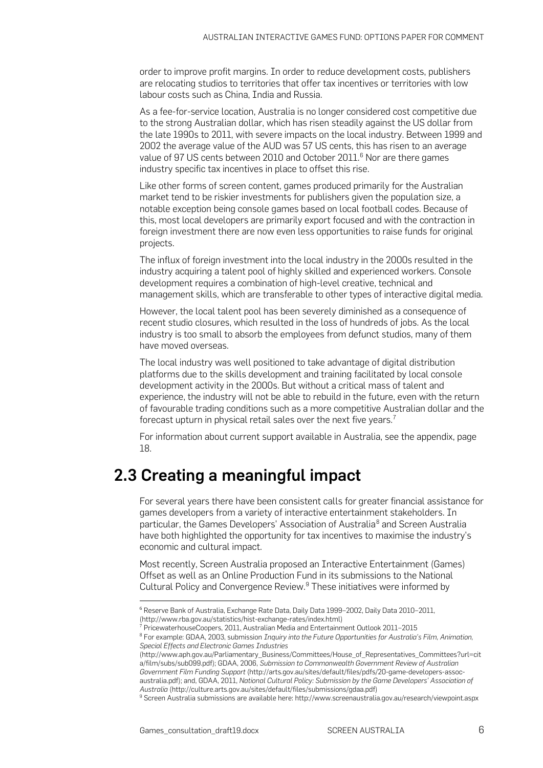order to improve profit margins. In order to reduce development costs, publishers are relocating studios to territories that offer tax incentives or territories with low labour costs such as China, India and Russia.

As a fee-for-service location, Australia is no longer considered cost competitive due to the strong Australian dollar, which has risen steadily against the US dollar from the late 1990s to 2011, with severe impacts on the local industry. Between 1999 and 2002 the average value of the AUD was 57 US cents, this has risen to an average value of 97 US cents between 2010 and October 2011.[6] Nor are there games industry specific tax incentives in place to offset this rise.

Like other forms of screen content, games produced primarily for the Australian market tend to be riskier investments for publishers given the population size, a notable exception being console games based on local football codes. Because of this, most local developers are primarily export focused and with the contraction in foreign investment there are now even less opportunities to raise funds for original projects.

The influx of foreign investment into the local industry in the 2000s resulted in the industry acquiring a talent pool of highly skilled and experienced workers. Console development requires a combination of high-level creative, technical and management skills, which are transferable to other types of interactive digital media.

However, the local talent pool has been severely diminished as a consequence of recent studio closures, which resulted in the loss of hundreds of jobs. As the local industry is too small to absorb the employees from defunct studios, many of them have moved overseas.

The local industry was well positioned to take advantage of digital distribution platforms due to the skills development and training facilitated by local console development activity in the 2000s. But without a critical mass of talent and experience, the industry will not be able to rebuild in the future, even with the return of favourable trading conditions such as a more competitive Australian dollar and the forecast upturn in physical retail sales over the next five years.[7]

For information about current support available in Australia, see the appendix, page 18.

## 2.3 Creating a meaningful impact

For several years there have been consistent calls for greater financial assistance for games developers from a variety of interactive entertainment stakeholders. In particular, the Games Developers' Association of Australia[8] and Screen Australia have both highlighted the opportunity for tax incentives to maximise the industry's economic and cultural impact.

Most recently, Screen Australia proposed an Interactive Entertainment (Games) Offset as well as an Online Production Fund in its submissions to the National Cultural Policy and Convergence Review.[9] These initiatives were informed by

---

[6] Reserve Bank of Australia, Exchange Rate Data, Daily Data 1999–2002, Daily Data 2010–2011, (http://www.rba.gov.au/statistics/hist-exchange-rates/index.html)

[7] PricewaterhouseCoopers, 2011, Australian Media and Entertainment Outlook 2011–2015

[8] For example: GDAA, 2003, submission *Inquiry into the Future Opportunities for Australia's Film, Animation, Special Effects and Electronic Games Industries* (http://www.aph.gov.au/Parliamentary_Business/Committees/House_of_Representatives_Committees?url=cita/film/subs/sub099.pdf); GDAA, 2006, *Submission to Commonwealth Government Review of Australian Government Film Funding Support* (http://arts.gov.au/sites/default/files/pdfs/20-game-developers-assoc-australia.pdf); and, GDAA, 2011, *National Cultural Policy: Submission by the Game Developers' Association of Australia* (http://culture.arts.gov.au/sites/default/files/submissions/gdaa.pdf)

[9] Screen Australia submissions are available here: http://www.screenaustralia.gov.au/research/viewpoint.aspx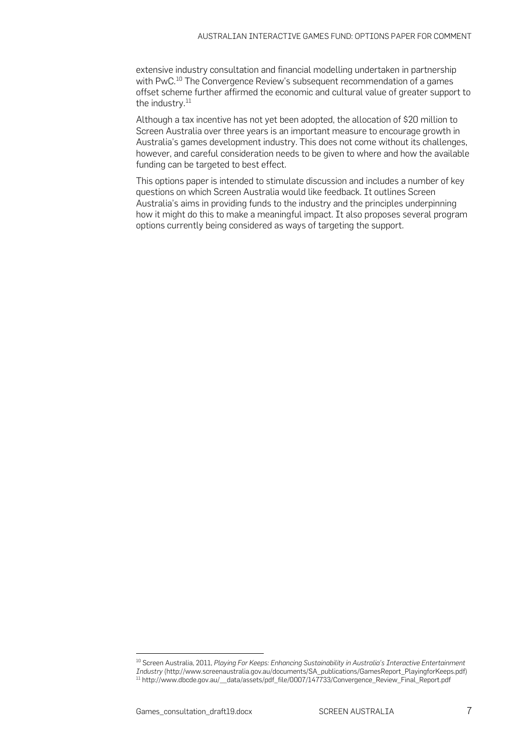extensive industry consultation and financial modelling undertaken in partnership with PwC.[10] The Convergence Review's subsequent recommendation of a games offset scheme further affirmed the economic and cultural value of greater support to the industry.[11]

Although a tax incentive has not yet been adopted, the allocation of $20 million to Screen Australia over three years is an important measure to encourage growth in Australia's games development industry. This does not come without its challenges, however, and careful consideration needs to be given to where and how the available funding can be targeted to best effect.

This options paper is intended to stimulate discussion and includes a number of key questions on which Screen Australia would like feedback. It outlines Screen Australia's aims in providing funds to the industry and the principles underpinning how it might do this to make a meaningful impact. It also proposes several program options currently being considered as ways of targeting the support.

---

[10] Screen Australia, 2011, *Playing For Keeps: Enhancing Sustainability in Australia's Interactive Entertainment Industry* (http://www.screenaustralia.gov.au/documents/SA_publications/GamesReport_PlayingforKeeps.pdf)

[11] http://www.dbcde.gov.au/__data/assets/pdf_file/0007/147733/Convergence_Review_Final_Report.pdf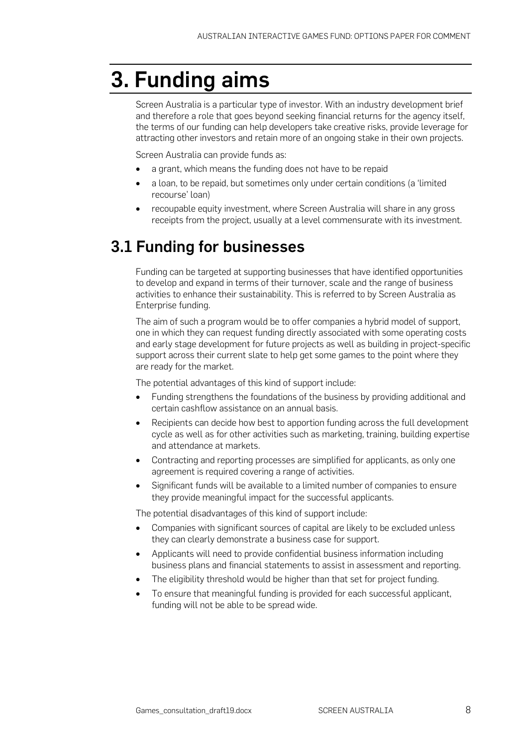# 3. Funding aims

Screen Australia is a particular type of investor. With an industry development brief and therefore a role that goes beyond seeking financial returns for the agency itself, the terms of our funding can help developers take creative risks, provide leverage for attracting other investors and retain more of an ongoing stake in their own projects.

Screen Australia can provide funds as:

- a grant, which means the funding does not have to be repaid
- a loan, to be repaid, but sometimes only under certain conditions (a 'limited recourse' loan)
- recoupable equity investment, where Screen Australia will share in any gross receipts from the project, usually at a level commensurate with its investment.

## 3.1 Funding for businesses

Funding can be targeted at supporting businesses that have identified opportunities to develop and expand in terms of their turnover, scale and the range of business activities to enhance their sustainability. This is referred to by Screen Australia as Enterprise funding.

The aim of such a program would be to offer companies a hybrid model of support, one in which they can request funding directly associated with some operating costs and early stage development for future projects as well as building in project-specific support across their current slate to help get some games to the point where they are ready for the market.

The potential advantages of this kind of support include:

- Funding strengthens the foundations of the business by providing additional and certain cashflow assistance on an annual basis.
- Recipients can decide how best to apportion funding across the full development cycle as well as for other activities such as marketing, training, building expertise and attendance at markets.
- Contracting and reporting processes are simplified for applicants, as only one agreement is required covering a range of activities.
- Significant funds will be available to a limited number of companies to ensure they provide meaningful impact for the successful applicants.

The potential disadvantages of this kind of support include:

- Companies with significant sources of capital are likely to be excluded unless they can clearly demonstrate a business case for support.
- Applicants will need to provide confidential business information including business plans and financial statements to assist in assessment and reporting.
- The eligibility threshold would be higher than that set for project funding.
- To ensure that meaningful funding is provided for each successful applicant, funding will not be able to be spread wide.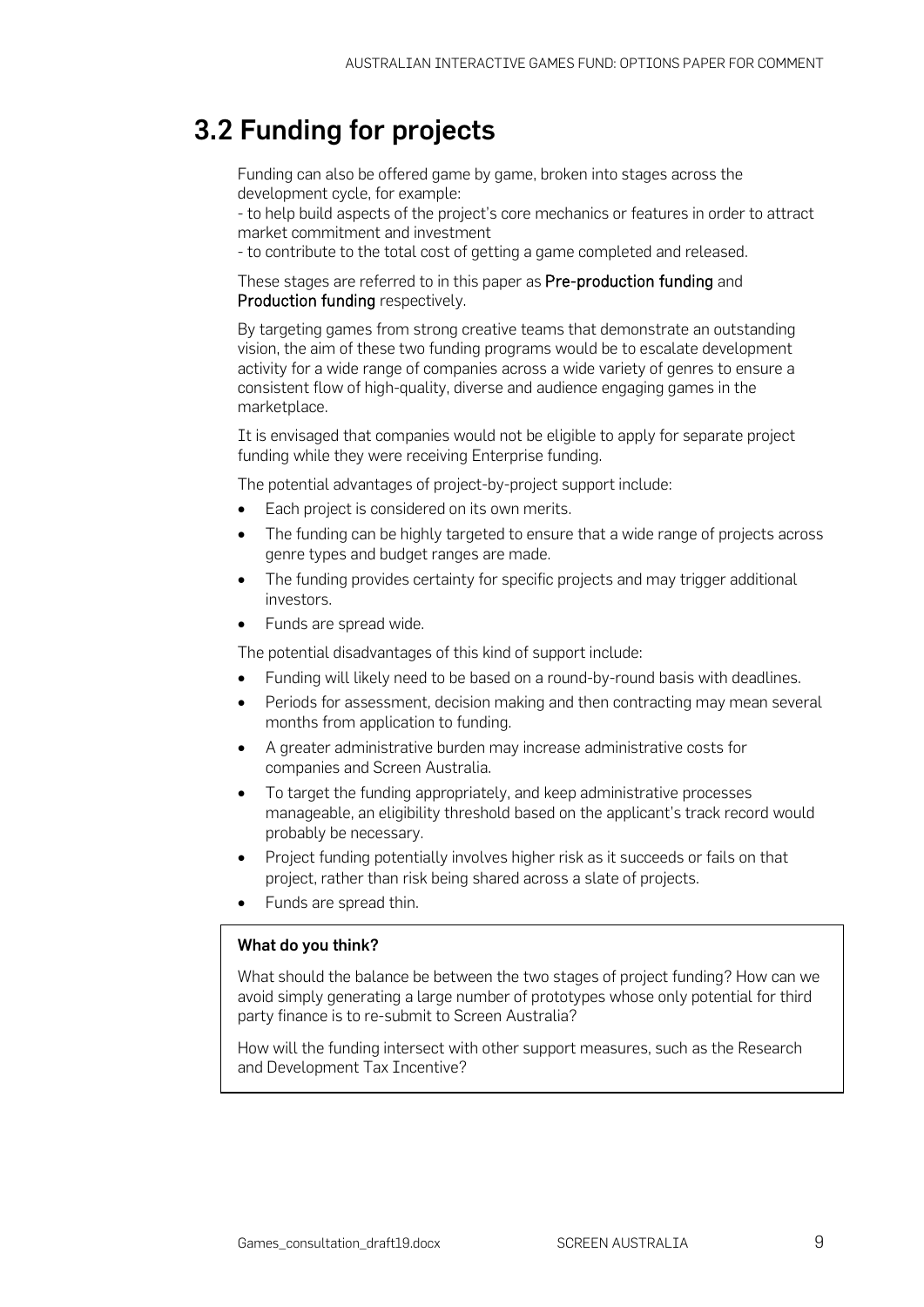## 3.2 Funding for projects

Funding can also be offered game by game, broken into stages across the development cycle, for example:

- to help build aspects of the project's core mechanics or features in order to attract market commitment and investment
- to contribute to the total cost of getting a game completed and released.

These stages are referred to in this paper as **Pre-production funding** and **Production funding** respectively.

By targeting games from strong creative teams that demonstrate an outstanding vision, the aim of these two funding programs would be to escalate development activity for a wide range of companies across a wide variety of genres to ensure a consistent flow of high-quality, diverse and audience engaging games in the marketplace.

It is envisaged that companies would not be eligible to apply for separate project funding while they were receiving Enterprise funding.

The potential advantages of project-by-project support include:

- Each project is considered on its own merits.
- The funding can be highly targeted to ensure that a wide range of projects across genre types and budget ranges are made.
- The funding provides certainty for specific projects and may trigger additional investors.
- Funds are spread wide.

The potential disadvantages of this kind of support include:

- Funding will likely need to be based on a round-by-round basis with deadlines.
- Periods for assessment, decision making and then contracting may mean several months from application to funding.
- A greater administrative burden may increase administrative costs for companies and Screen Australia.
- To target the funding appropriately, and keep administrative processes manageable, an eligibility threshold based on the applicant's track record would probably be necessary.
- Project funding potentially involves higher risk as it succeeds or fails on that project, rather than risk being shared across a slate of projects.
- Funds are spread thin.

**What do you think?**

What should the balance be between the two stages of project funding? How can we avoid simply generating a large number of prototypes whose only potential for third party finance is to re-submit to Screen Australia?

How will the funding intersect with other support measures, such as the Research and Development Tax Incentive?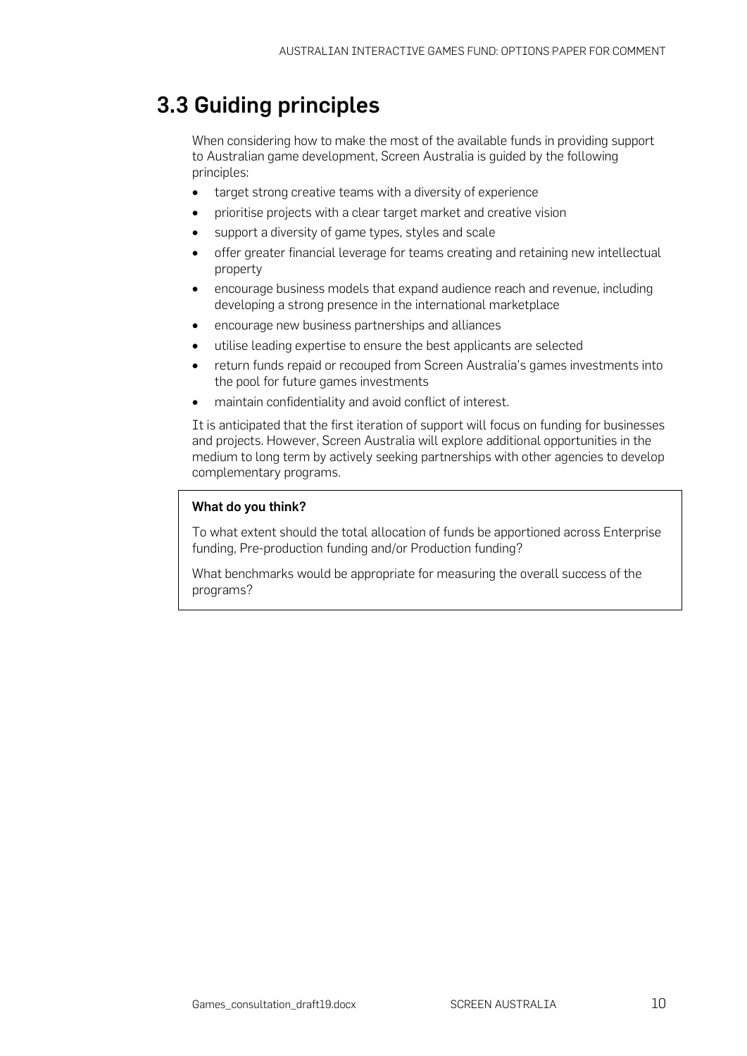## 3.3 Guiding principles

When considering how to make the most of the available funds in providing support to Australian game development, Screen Australia is guided by the following principles:

- target strong creative teams with a diversity of experience
- prioritise projects with a clear target market and creative vision
- support a diversity of game types, styles and scale
- offer greater financial leverage for teams creating and retaining new intellectual property
- encourage business models that expand audience reach and revenue, including developing a strong presence in the international marketplace
- encourage new business partnerships and alliances
- utilise leading expertise to ensure the best applicants are selected
- return funds repaid or recouped from Screen Australia's games investments into the pool for future games investments
- maintain confidentiality and avoid conflict of interest.

It is anticipated that the first iteration of support will focus on funding for businesses and projects. However, Screen Australia will explore additional opportunities in the medium to long term by actively seeking partnerships with other agencies to develop complementary programs.

**What do you think?**

To what extent should the total allocation of funds be apportioned across Enterprise funding, Pre-production funding and/or Production funding?

What benchmarks would be appropriate for measuring the overall success of the programs?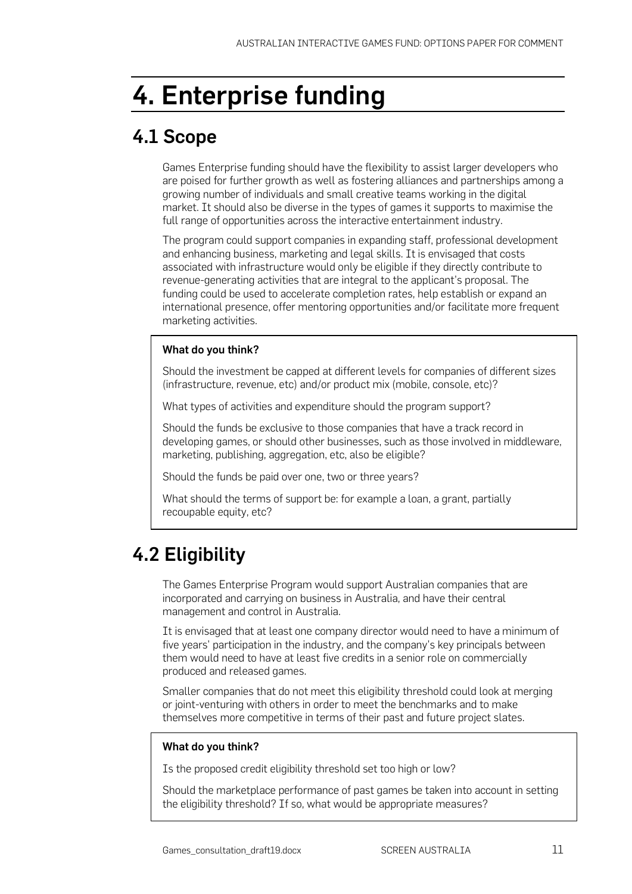# 4. Enterprise funding

## 4.1 Scope

Games Enterprise funding should have the flexibility to assist larger developers who are poised for further growth as well as fostering alliances and partnerships among a growing number of individuals and small creative teams working in the digital market. It should also be diverse in the types of games it supports to maximise the full range of opportunities across the interactive entertainment industry.

The program could support companies in expanding staff, professional development and enhancing business, marketing and legal skills. It is envisaged that costs associated with infrastructure would only be eligible if they directly contribute to revenue-generating activities that are integral to the applicant's proposal. The funding could be used to accelerate completion rates, help establish or expand an international presence, offer mentoring opportunities and/or facilitate more frequent marketing activities.

**What do you think?**

Should the investment be capped at different levels for companies of different sizes (infrastructure, revenue, etc) and/or product mix (mobile, console, etc)?

What types of activities and expenditure should the program support?

Should the funds be exclusive to those companies that have a track record in developing games, or should other businesses, such as those involved in middleware, marketing, publishing, aggregation, etc, also be eligible?

Should the funds be paid over one, two or three years?

What should the terms of support be: for example a loan, a grant, partially recoupable equity, etc?

## 4.2 Eligibility

The Games Enterprise Program would support Australian companies that are incorporated and carrying on business in Australia, and have their central management and control in Australia.

It is envisaged that at least one company director would need to have a minimum of five years' participation in the industry, and the company's key principals between them would need to have at least five credits in a senior role on commercially produced and released games.

Smaller companies that do not meet this eligibility threshold could look at merging or joint-venturing with others in order to meet the benchmarks and to make themselves more competitive in terms of their past and future project slates.

**What do you think?**

Is the proposed credit eligibility threshold set too high or low?

Should the marketplace performance of past games be taken into account in setting the eligibility threshold? If so, what would be appropriate measures?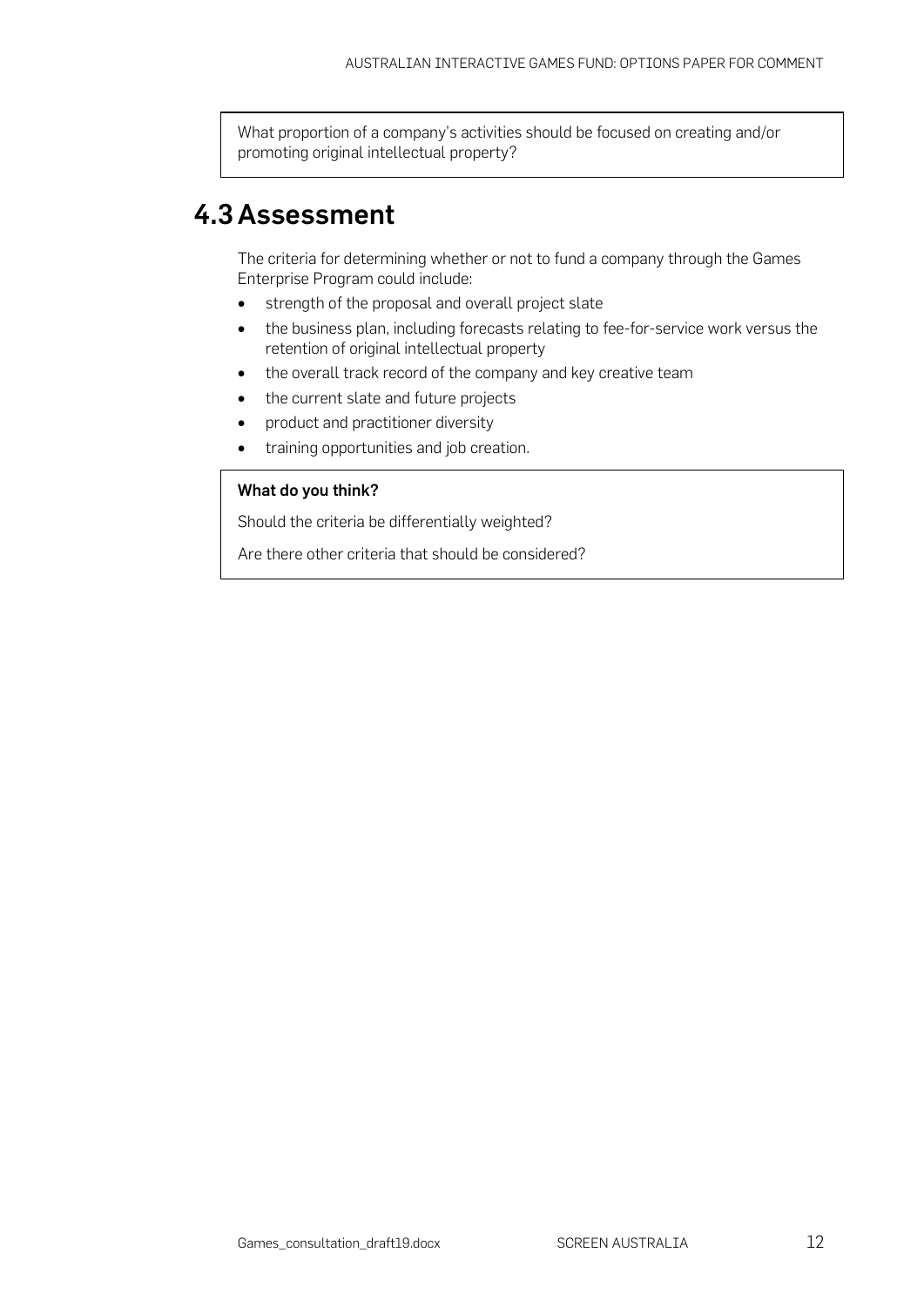What proportion of a company's activities should be focused on creating and/or promoting original intellectual property?

## 4.3 Assessment

The criteria for determining whether or not to fund a company through the Games Enterprise Program could include:

- strength of the proposal and overall project slate
- the business plan, including forecasts relating to fee-for-service work versus the retention of original intellectual property
- the overall track record of the company and key creative team
- the current slate and future projects
- product and practitioner diversity
- training opportunities and job creation.

**What do you think?**

Should the criteria be differentially weighted?

Are there other criteria that should be considered?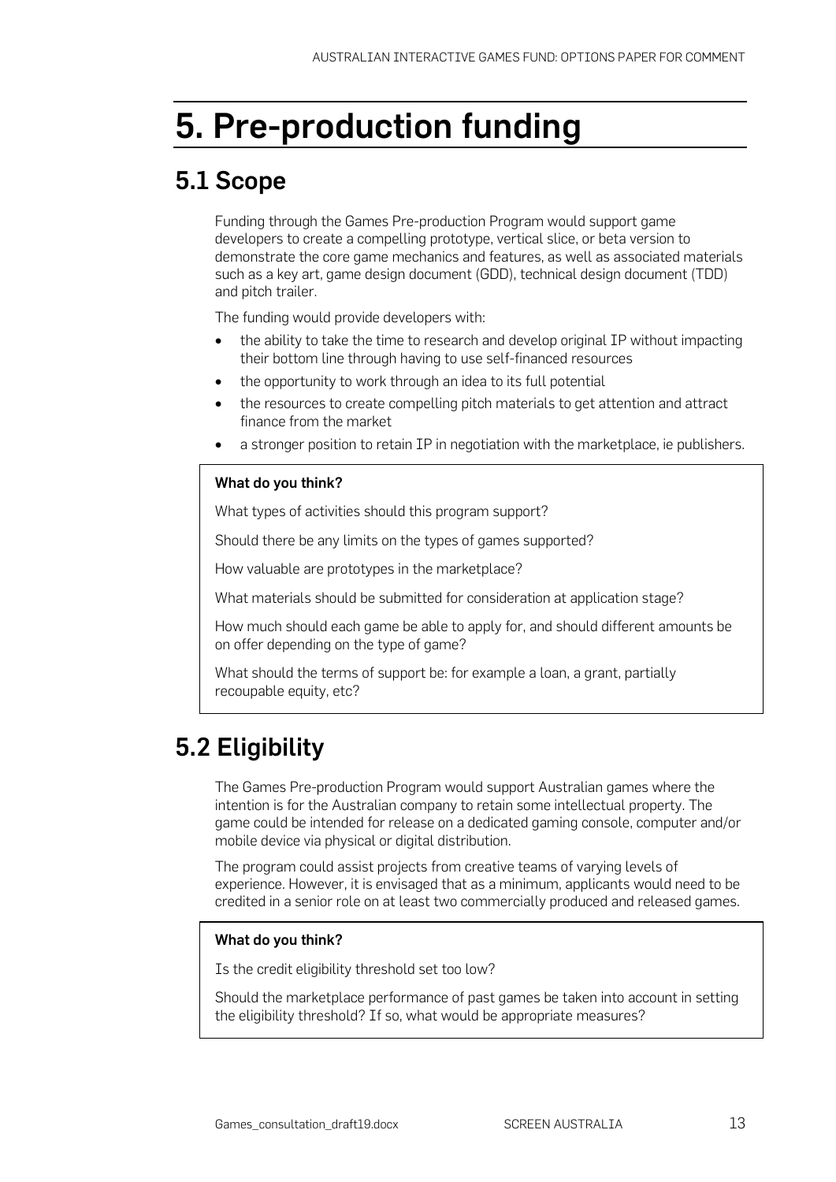# 5. Pre-production funding

## 5.1 Scope

Funding through the Games Pre-production Program would support game developers to create a compelling prototype, vertical slice, or beta version to demonstrate the core game mechanics and features, as well as associated materials such as a key art, game design document (GDD), technical design document (TDD) and pitch trailer.

The funding would provide developers with:

- the ability to take the time to research and develop original IP without impacting their bottom line through having to use self-financed resources
- the opportunity to work through an idea to its full potential
- the resources to create compelling pitch materials to get attention and attract finance from the market
- a stronger position to retain IP in negotiation with the marketplace, ie publishers.

**What do you think?**

What types of activities should this program support?

Should there be any limits on the types of games supported?

How valuable are prototypes in the marketplace?

What materials should be submitted for consideration at application stage?

How much should each game be able to apply for, and should different amounts be on offer depending on the type of game?

What should the terms of support be: for example a loan, a grant, partially recoupable equity, etc?

## 5.2 Eligibility

The Games Pre-production Program would support Australian games where the intention is for the Australian company to retain some intellectual property. The game could be intended for release on a dedicated gaming console, computer and/or mobile device via physical or digital distribution.

The program could assist projects from creative teams of varying levels of experience. However, it is envisaged that as a minimum, applicants would need to be credited in a senior role on at least two commercially produced and released games.

**What do you think?**

Is the credit eligibility threshold set too low?

Should the marketplace performance of past games be taken into account in setting the eligibility threshold? If so, what would be appropriate measures?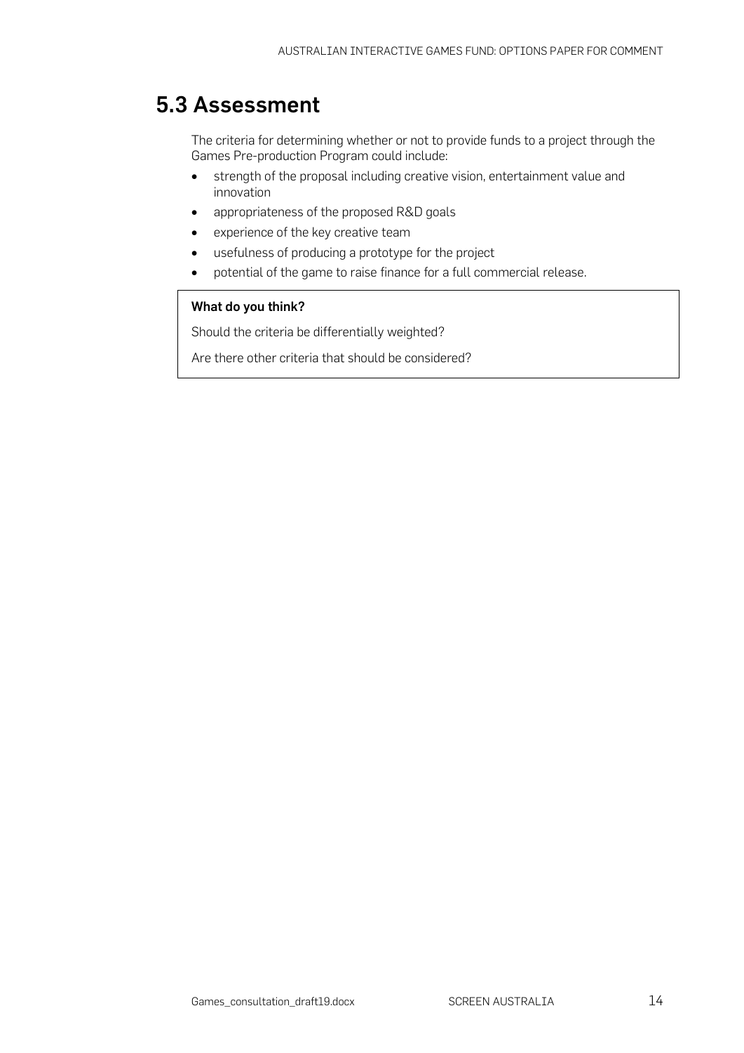## 5.3 Assessment

The criteria for determining whether or not to provide funds to a project through the Games Pre-production Program could include:

- strength of the proposal including creative vision, entertainment value and innovation
- appropriateness of the proposed R&D goals
- experience of the key creative team
- usefulness of producing a prototype for the project
- potential of the game to raise finance for a full commercial release.

**What do you think?**

Should the criteria be differentially weighted?

Are there other criteria that should be considered?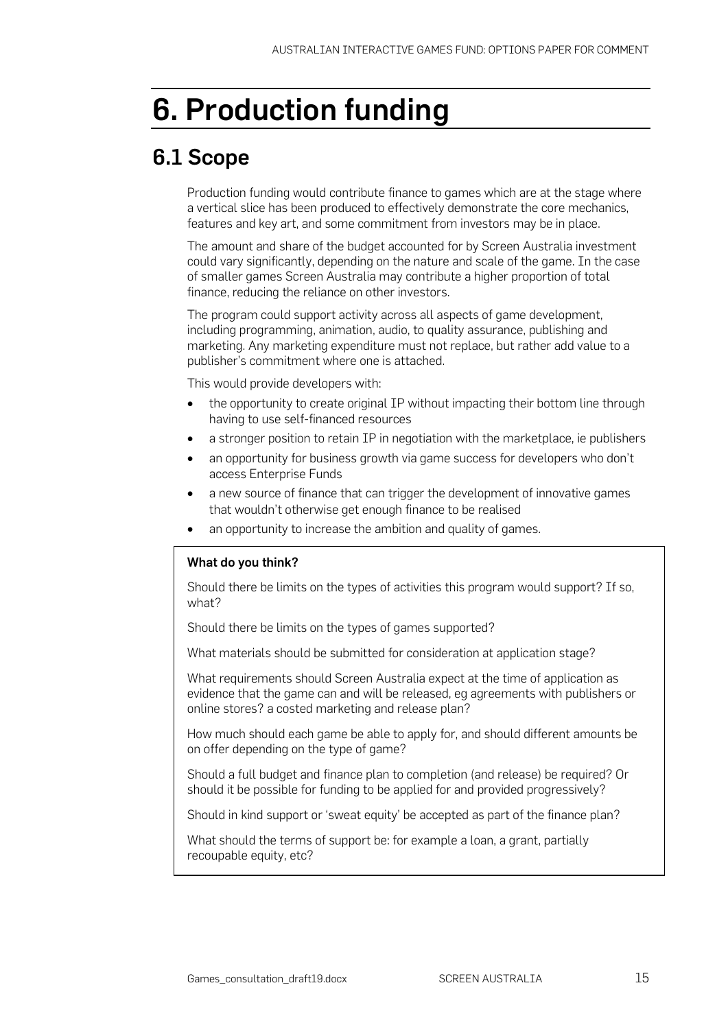# 6. Production funding

## 6.1 Scope

Production funding would contribute finance to games which are at the stage where a vertical slice has been produced to effectively demonstrate the core mechanics, features and key art, and some commitment from investors may be in place.

The amount and share of the budget accounted for by Screen Australia investment could vary significantly, depending on the nature and scale of the game. In the case of smaller games Screen Australia may contribute a higher proportion of total finance, reducing the reliance on other investors.

The program could support activity across all aspects of game development, including programming, animation, audio, to quality assurance, publishing and marketing. Any marketing expenditure must not replace, but rather add value to a publisher's commitment where one is attached.

This would provide developers with:

- the opportunity to create original IP without impacting their bottom line through having to use self-financed resources
- a stronger position to retain IP in negotiation with the marketplace, ie publishers
- an opportunity for business growth via game success for developers who don't access Enterprise Funds
- a new source of finance that can trigger the development of innovative games that wouldn't otherwise get enough finance to be realised
- an opportunity to increase the ambition and quality of games.

**What do you think?**

Should there be limits on the types of activities this program would support? If so, what?

Should there be limits on the types of games supported?

What materials should be submitted for consideration at application stage?

What requirements should Screen Australia expect at the time of application as evidence that the game can and will be released, eg agreements with publishers or online stores? a costed marketing and release plan?

How much should each game be able to apply for, and should different amounts be on offer depending on the type of game?

Should a full budget and finance plan to completion (and release) be required? Or should it be possible for funding to be applied for and provided progressively?

Should in kind support or 'sweat equity' be accepted as part of the finance plan?

What should the terms of support be: for example a loan, a grant, partially recoupable equity, etc?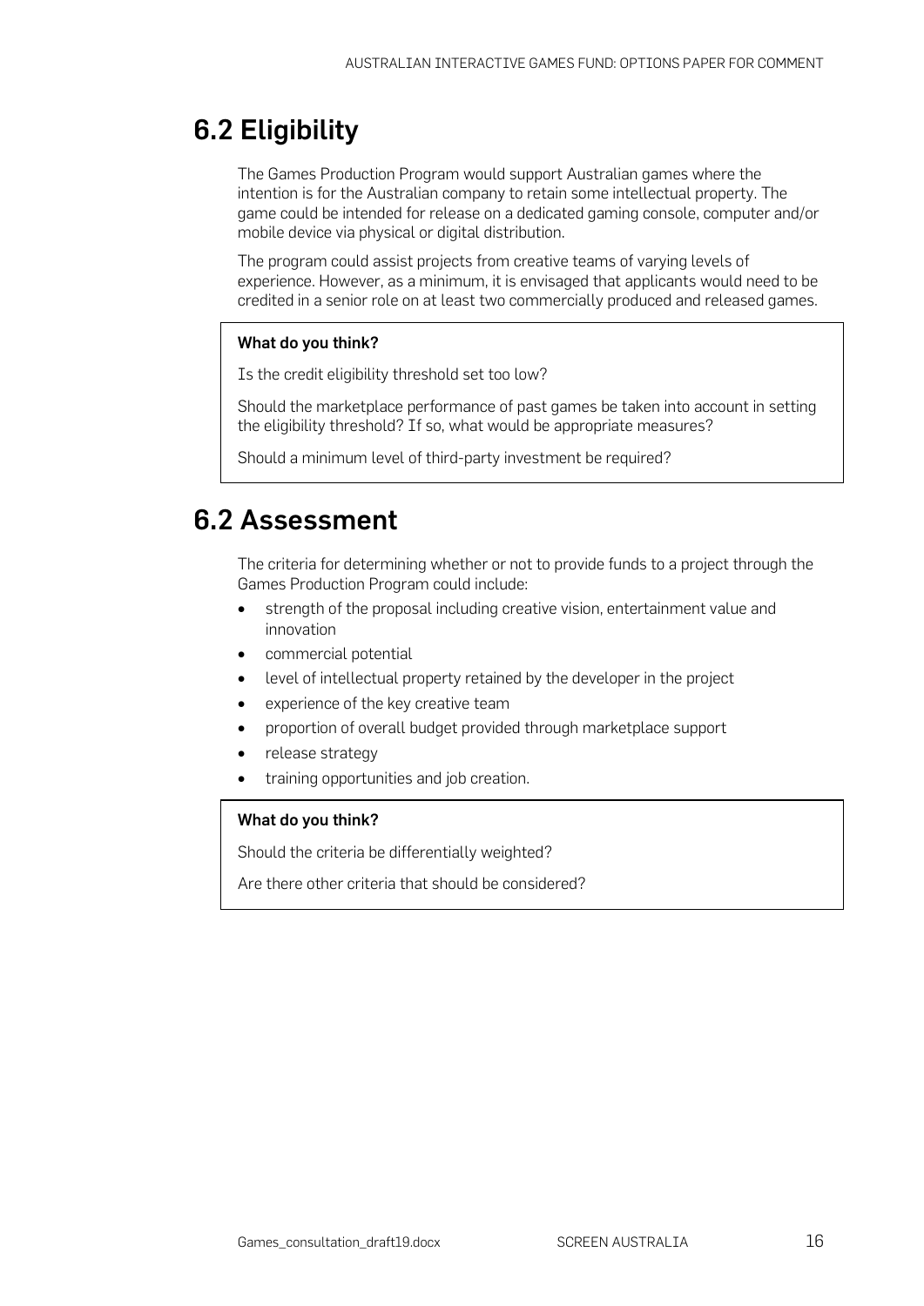## 6.2 Eligibility

The Games Production Program would support Australian games where the intention is for the Australian company to retain some intellectual property. The game could be intended for release on a dedicated gaming console, computer and/or mobile device via physical or digital distribution.

The program could assist projects from creative teams of varying levels of experience. However, as a minimum, it is envisaged that applicants would need to be credited in a senior role on at least two commercially produced and released games.

**What do you think?**

Is the credit eligibility threshold set too low?

Should the marketplace performance of past games be taken into account in setting the eligibility threshold? If so, what would be appropriate measures?

Should a minimum level of third-party investment be required?

## 6.2 Assessment

The criteria for determining whether or not to provide funds to a project through the Games Production Program could include:

- strength of the proposal including creative vision, entertainment value and innovation
- commercial potential
- level of intellectual property retained by the developer in the project
- experience of the key creative team
- proportion of overall budget provided through marketplace support
- release strategy
- training opportunities and job creation.

**What do you think?**

Should the criteria be differentially weighted?

Are there other criteria that should be considered?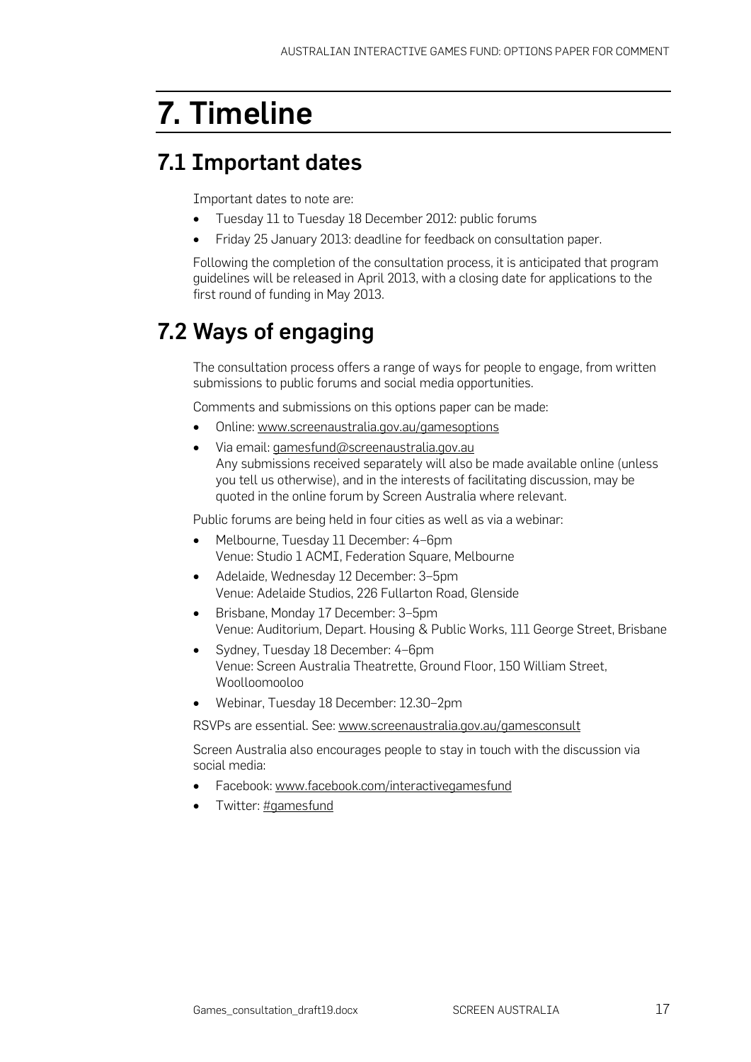# 7. Timeline

## 7.1 Important dates

Important dates to note are:

- Tuesday 11 to Tuesday 18 December 2012: public forums
- Friday 25 January 2013: deadline for feedback on consultation paper.

Following the completion of the consultation process, it is anticipated that program guidelines will be released in April 2013, with a closing date for applications to the first round of funding in May 2013.

## 7.2 Ways of engaging

The consultation process offers a range of ways for people to engage, from written submissions to public forums and social media opportunities.

Comments and submissions on this options paper can be made:

- Online: www.screenaustralia.gov.au/gamesoptions
- Via email: gamesfund@screenaustralia.gov.au
  Any submissions received separately will also be made available online (unless you tell us otherwise), and in the interests of facilitating discussion, may be quoted in the online forum by Screen Australia where relevant.

Public forums are being held in four cities as well as via a webinar:

- Melbourne, Tuesday 11 December: 4–6pm
  Venue: Studio 1 ACMI, Federation Square, Melbourne
- Adelaide, Wednesday 12 December: 3–5pm
  Venue: Adelaide Studios, 226 Fullarton Road, Glenside
- Brisbane, Monday 17 December: 3–5pm
  Venue: Auditorium, Depart. Housing & Public Works, 111 George Street, Brisbane
- Sydney, Tuesday 18 December: 4–6pm
  Venue: Screen Australia Theatrette, Ground Floor, 150 William Street, Woolloomooloo
- Webinar, Tuesday 18 December: 12.30–2pm

RSVPs are essential. See: www.screenaustralia.gov.au/gamesconsult

Screen Australia also encourages people to stay in touch with the discussion via social media:

- Facebook: www.facebook.com/interactivegamesfund
- Twitter: #gamesfund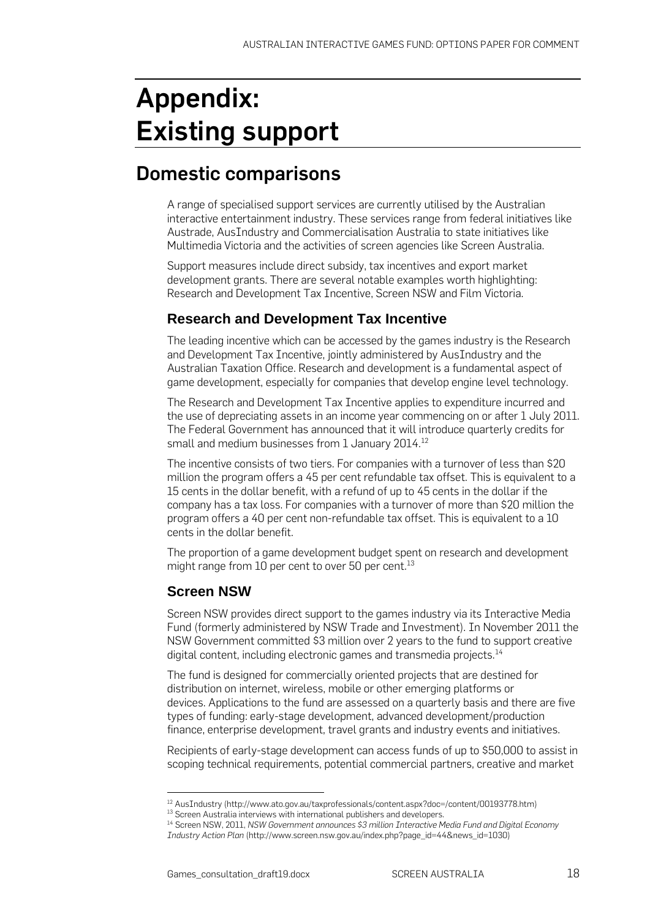# Appendix: Existing support

## Domestic comparisons

A range of specialised support services are currently utilised by the Australian interactive entertainment industry. These services range from federal initiatives like Austrade, AusIndustry and Commercialisation Australia to state initiatives like Multimedia Victoria and the activities of screen agencies like Screen Australia.

Support measures include direct subsidy, tax incentives and export market development grants. There are several notable examples worth highlighting: Research and Development Tax Incentive, Screen NSW and Film Victoria.

### Research and Development Tax Incentive

The leading incentive which can be accessed by the games industry is the Research and Development Tax Incentive, jointly administered by AusIndustry and the Australian Taxation Office. Research and development is a fundamental aspect of game development, especially for companies that develop engine level technology.

The Research and Development Tax Incentive applies to expenditure incurred and the use of depreciating assets in an income year commencing on or after 1 July 2011. The Federal Government has announced that it will introduce quarterly credits for small and medium businesses from 1 January 2014.[12]

The incentive consists of two tiers. For companies with a turnover of less than $20 million the program offers a 45 per cent refundable tax offset. This is equivalent to a 15 cents in the dollar benefit, with a refund of up to 45 cents in the dollar if the company has a tax loss. For companies with a turnover of more than $20 million the program offers a 40 per cent non-refundable tax offset. This is equivalent to a 10 cents in the dollar benefit.

The proportion of a game development budget spent on research and development might range from 10 per cent to over 50 per cent.[13]

### Screen NSW

Screen NSW provides direct support to the games industry via its Interactive Media Fund (formerly administered by NSW Trade and Investment). In November 2011 the NSW Government committed $3 million over 2 years to the fund to support creative digital content, including electronic games and transmedia projects.[14]

The fund is designed for commercially oriented projects that are destined for distribution on internet, wireless, mobile or other emerging platforms or devices. Applications to the fund are assessed on a quarterly basis and there are five types of funding: early-stage development, advanced development/production finance, enterprise development, travel grants and industry events and initiatives.

Recipients of early-stage development can access funds of up to $50,000 to assist in scoping technical requirements, potential commercial partners, creative and market

---

[12] AusIndustry (http://www.ato.gov.au/taxprofessionals/content.aspx?doc=/content/00193778.htm)

[13] Screen Australia interviews with international publishers and developers.

[14] Screen NSW, 2011, *NSW Government announces $3 million Interactive Media Fund and Digital Economy Industry Action Plan* (http://www.screen.nsw.gov.au/index.php?page_id=44&news_id=1030)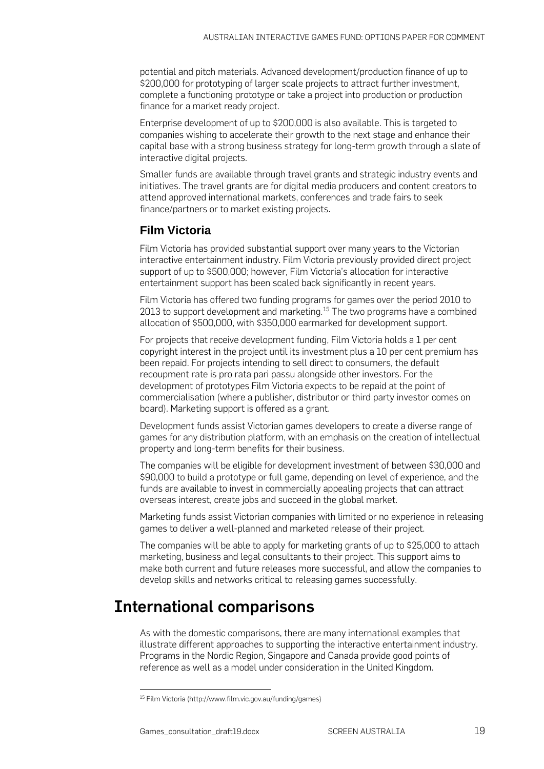potential and pitch materials. Advanced development/production finance of up to $200,000 for prototyping of larger scale projects to attract further investment, complete a functioning prototype or take a project into production or production finance for a market ready project.

Enterprise development of up to $200,000 is also available. This is targeted to companies wishing to accelerate their growth to the next stage and enhance their capital base with a strong business strategy for long-term growth through a slate of interactive digital projects.

Smaller funds are available through travel grants and strategic industry events and initiatives. The travel grants are for digital media producers and content creators to attend approved international markets, conferences and trade fairs to seek finance/partners or to market existing projects.

### Film Victoria

Film Victoria has provided substantial support over many years to the Victorian interactive entertainment industry. Film Victoria previously provided direct project support of up to $500,000; however, Film Victoria's allocation for interactive entertainment support has been scaled back significantly in recent years.

Film Victoria has offered two funding programs for games over the period 2010 to 2013 to support development and marketing.[15] The two programs have a combined allocation of $500,000, with $350,000 earmarked for development support.

For projects that receive development funding, Film Victoria holds a 1 per cent copyright interest in the project until its investment plus a 10 per cent premium has been repaid. For projects intending to sell direct to consumers, the default recoupment rate is pro rata pari passu alongside other investors. For the development of prototypes Film Victoria expects to be repaid at the point of commercialisation (where a publisher, distributor or third party investor comes on board). Marketing support is offered as a grant.

Development funds assist Victorian games developers to create a diverse range of games for any distribution platform, with an emphasis on the creation of intellectual property and long-term benefits for their business.

The companies will be eligible for development investment of between $30,000 and $90,000 to build a prototype or full game, depending on level of experience, and the funds are available to invest in commercially appealing projects that can attract overseas interest, create jobs and succeed in the global market.

Marketing funds assist Victorian companies with limited or no experience in releasing games to deliver a well-planned and marketed release of their project.

The companies will be able to apply for marketing grants of up to $25,000 to attach marketing, business and legal consultants to their project. This support aims to make both current and future releases more successful, and allow the companies to develop skills and networks critical to releasing games successfully.

## International comparisons

As with the domestic comparisons, there are many international examples that illustrate different approaches to supporting the interactive entertainment industry. Programs in the Nordic Region, Singapore and Canada provide good points of reference as well as a model under consideration in the United Kingdom.

[15] Film Victoria (http://www.film.vic.gov.au/funding/games)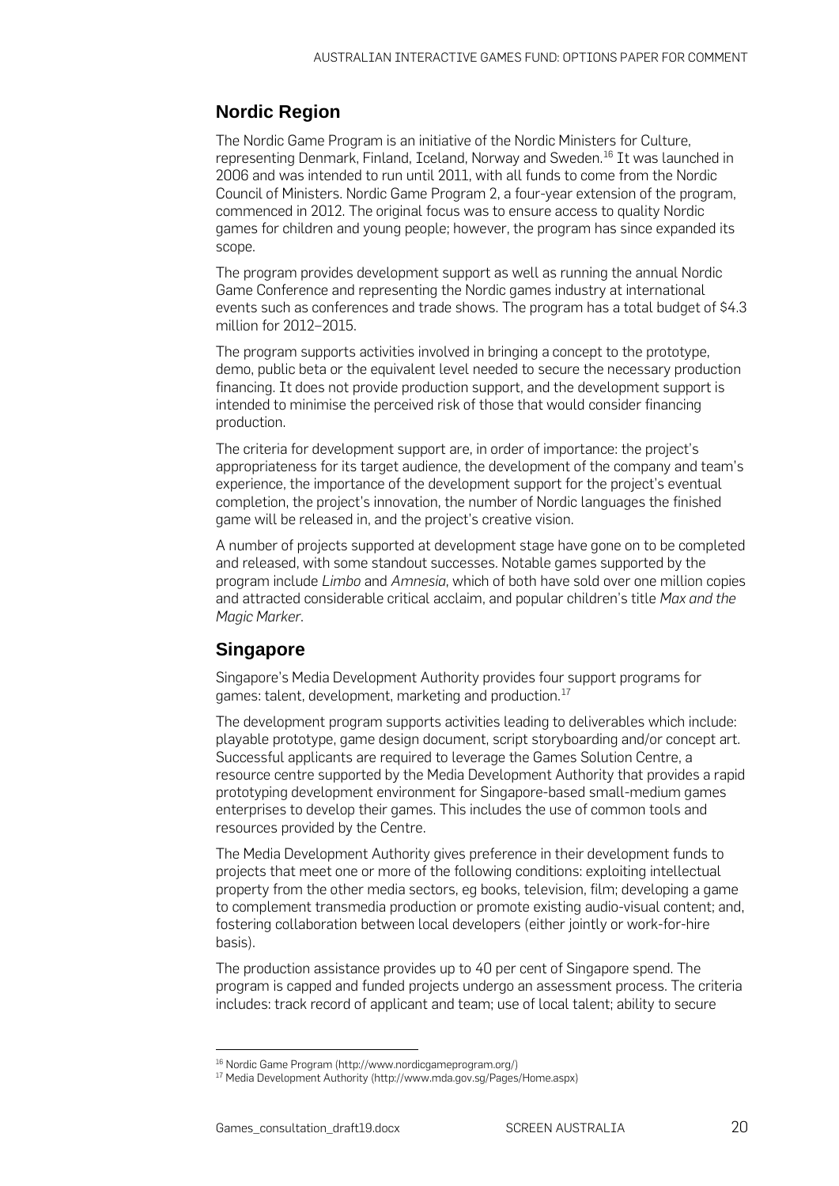## Nordic Region

The Nordic Game Program is an initiative of the Nordic Ministers for Culture, representing Denmark, Finland, Iceland, Norway and Sweden.[16] It was launched in 2006 and was intended to run until 2011, with all funds to come from the Nordic Council of Ministers. Nordic Game Program 2, a four-year extension of the program, commenced in 2012. The original focus was to ensure access to quality Nordic games for children and young people; however, the program has since expanded its scope.

The program provides development support as well as running the annual Nordic Game Conference and representing the Nordic games industry at international events such as conferences and trade shows. The program has a total budget of $4.3 million for 2012–2015.

The program supports activities involved in bringing a concept to the prototype, demo, public beta or the equivalent level needed to secure the necessary production financing. It does not provide production support, and the development support is intended to minimise the perceived risk of those that would consider financing production.

The criteria for development support are, in order of importance: the project's appropriateness for its target audience, the development of the company and team's experience, the importance of the development support for the project's eventual completion, the project's innovation, the number of Nordic languages the finished game will be released in, and the project's creative vision.

A number of projects supported at development stage have gone on to be completed and released, with some standout successes. Notable games supported by the program include *Limbo* and *Amnesia*, which of both have sold over one million copies and attracted considerable critical acclaim, and popular children's title *Max and the Magic Marker*.

## Singapore

Singapore's Media Development Authority provides four support programs for games: talent, development, marketing and production.[17]

The development program supports activities leading to deliverables which include: playable prototype, game design document, script storyboarding and/or concept art. Successful applicants are required to leverage the Games Solution Centre, a resource centre supported by the Media Development Authority that provides a rapid prototyping development environment for Singapore-based small-medium games enterprises to develop their games. This includes the use of common tools and resources provided by the Centre.

The Media Development Authority gives preference in their development funds to projects that meet one or more of the following conditions: exploiting intellectual property from the other media sectors, eg books, television, film; developing a game to complement transmedia production or promote existing audio-visual content; and, fostering collaboration between local developers (either jointly or work-for-hire basis).

The production assistance provides up to 40 per cent of Singapore spend. The program is capped and funded projects undergo an assessment process. The criteria includes: track record of applicant and team; use of local talent; ability to secure

---

[16] Nordic Game Program (http://www.nordicgameprogram.org/)

[17] Media Development Authority (http://www.mda.gov.sg/Pages/Home.aspx)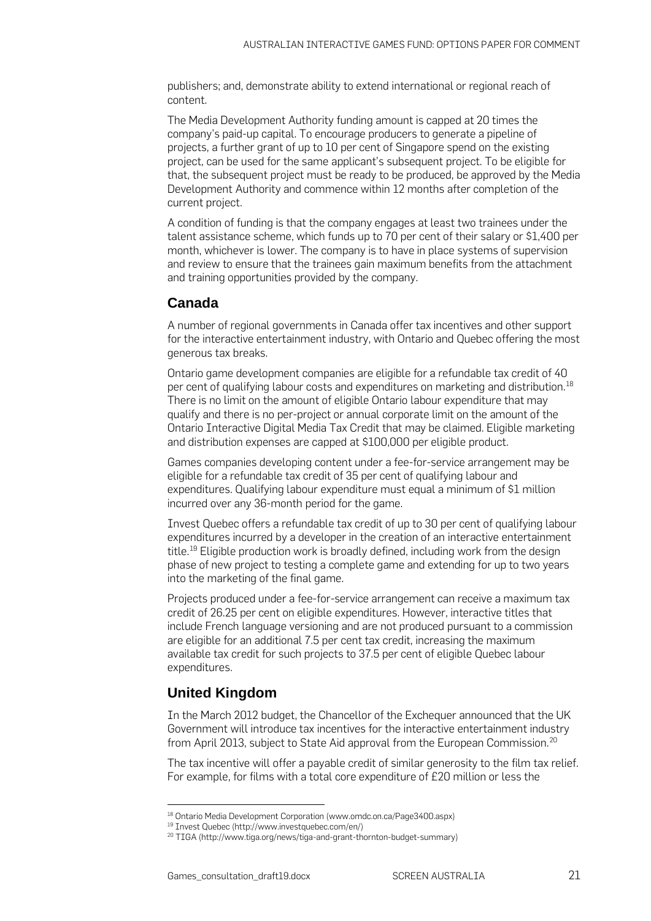publishers; and, demonstrate ability to extend international or regional reach of content.

The Media Development Authority funding amount is capped at 20 times the company's paid-up capital. To encourage producers to generate a pipeline of projects, a further grant of up to 10 per cent of Singapore spend on the existing project, can be used for the same applicant's subsequent project. To be eligible for that, the subsequent project must be ready to be produced, be approved by the Media Development Authority and commence within 12 months after completion of the current project.

A condition of funding is that the company engages at least two trainees under the talent assistance scheme, which funds up to 70 per cent of their salary or $1,400 per month, whichever is lower. The company is to have in place systems of supervision and review to ensure that the trainees gain maximum benefits from the attachment and training opportunities provided by the company.

## Canada

A number of regional governments in Canada offer tax incentives and other support for the interactive entertainment industry, with Ontario and Quebec offering the most generous tax breaks.

Ontario game development companies are eligible for a refundable tax credit of 40 per cent of qualifying labour costs and expenditures on marketing and distribution.[18] There is no limit on the amount of eligible Ontario labour expenditure that may qualify and there is no per-project or annual corporate limit on the amount of the Ontario Interactive Digital Media Tax Credit that may be claimed. Eligible marketing and distribution expenses are capped at $100,000 per eligible product.

Games companies developing content under a fee-for-service arrangement may be eligible for a refundable tax credit of 35 per cent of qualifying labour and expenditures. Qualifying labour expenditure must equal a minimum of $1 million incurred over any 36-month period for the game.

Invest Quebec offers a refundable tax credit of up to 30 per cent of qualifying labour expenditures incurred by a developer in the creation of an interactive entertainment title.[19] Eligible production work is broadly defined, including work from the design phase of new project to testing a complete game and extending for up to two years into the marketing of the final game.

Projects produced under a fee-for-service arrangement can receive a maximum tax credit of 26.25 per cent on eligible expenditures. However, interactive titles that include French language versioning and are not produced pursuant to a commission are eligible for an additional 7.5 per cent tax credit, increasing the maximum available tax credit for such projects to 37.5 per cent of eligible Quebec labour expenditures.

## United Kingdom

In the March 2012 budget, the Chancellor of the Exchequer announced that the UK Government will introduce tax incentives for the interactive entertainment industry from April 2013, subject to State Aid approval from the European Commission.[20]

The tax incentive will offer a payable credit of similar generosity to the film tax relief. For example, for films with a total core expenditure of £20 million or less the

[18] Ontario Media Development Corporation (www.omdc.on.ca/Page3400.aspx)

[19] Invest Quebec (http://www.investquebec.com/en/)

[20] TIGA (http://www.tiga.org/news/tiga-and-grant-thornton-budget-summary)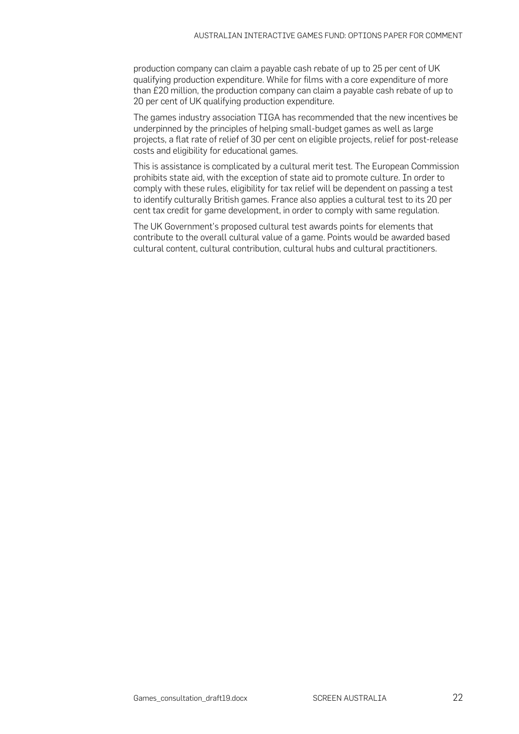production company can claim a payable cash rebate of up to 25 per cent of UK qualifying production expenditure. While for films with a core expenditure of more than £20 million, the production company can claim a payable cash rebate of up to 20 per cent of UK qualifying production expenditure.

The games industry association TIGA has recommended that the new incentives be underpinned by the principles of helping small-budget games as well as large projects, a flat rate of relief of 30 per cent on eligible projects, relief for post-release costs and eligibility for educational games.

This is assistance is complicated by a cultural merit test. The European Commission prohibits state aid, with the exception of state aid to promote culture. In order to comply with these rules, eligibility for tax relief will be dependent on passing a test to identify culturally British games. France also applies a cultural test to its 20 per cent tax credit for game development, in order to comply with same regulation.

The UK Government's proposed cultural test awards points for elements that contribute to the overall cultural value of a game. Points would be awarded based cultural content, cultural contribution, cultural hubs and cultural practitioners.